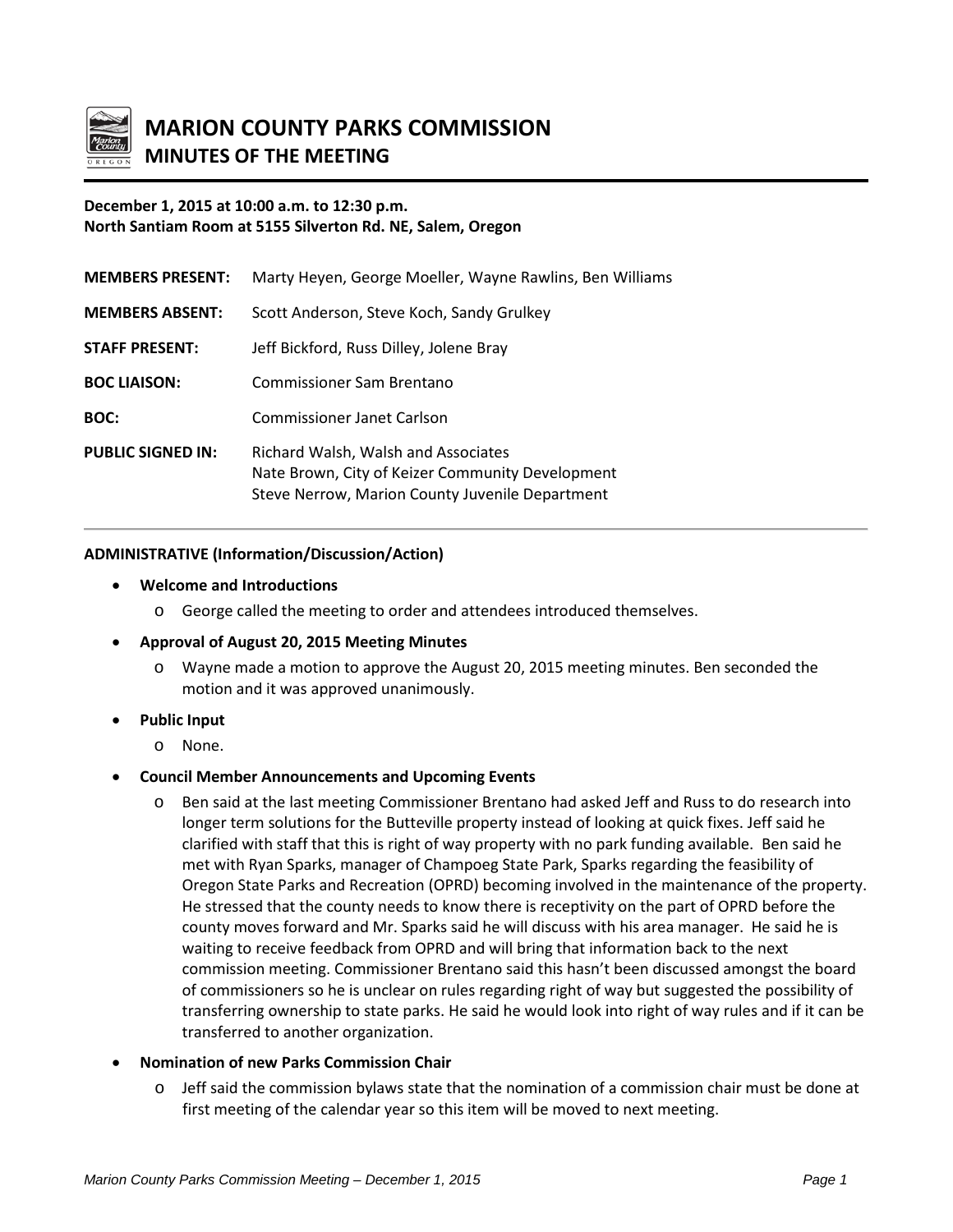# MARION COUNTY PARKS COMMISSION

## MINUTES OF THE MEETING

**December 1, 2015 at 10:00 a.m. to 12:30 p.m.**
**North Santiam Room at 5155 Silverton Rd. NE, Salem, Oregon**

| | |
|---|---|
| **MEMBERS PRESENT:** | Marty Heyen, George Moeller, Wayne Rawlins, Ben Williams |
| **MEMBERS ABSENT:** | Scott Anderson, Steve Koch, Sandy Grulkey |
| **STAFF PRESENT:** | Jeff Bickford, Russ Dilley, Jolene Bray |
| **BOC LIAISON:** | Commissioner Sam Brentano |
| **BOC:** | Commissioner Janet Carlson |
| **PUBLIC SIGNED IN:** | Richard Walsh, Walsh and Associates<br>Nate Brown, City of Keizer Community Development<br>Steve Nerrow, Marion County Juvenile Department |

---

**ADMINISTRATIVE (Information/Discussion/Action)**

- **Welcome and Introductions**
  - George called the meeting to order and attendees introduced themselves.
- **Approval of August 20, 2015 Meeting Minutes**
  - Wayne made a motion to approve the August 20, 2015 meeting minutes. Ben seconded the motion and it was approved unanimously.
- **Public Input**
  - None.
- **Council Member Announcements and Upcoming Events**
  - Ben said at the last meeting Commissioner Brentano had asked Jeff and Russ to do research into longer term solutions for the Butteville property instead of looking at quick fixes. Jeff said he clarified with staff that this is right of way property with no park funding available. Ben said he met with Ryan Sparks, manager of Champoeg State Park, Sparks regarding the feasibility of Oregon State Parks and Recreation (OPRD) becoming involved in the maintenance of the property. He stressed that the county needs to know there is receptivity on the part of OPRD before the county moves forward and Mr. Sparks said he will discuss with his area manager. He said he is waiting to receive feedback from OPRD and will bring that information back to the next commission meeting. Commissioner Brentano said this hasn't been discussed amongst the board of commissioners so he is unclear on rules regarding right of way but suggested the possibility of transferring ownership to state parks. He said he would look into right of way rules and if it can be transferred to another organization.
- **Nomination of new Parks Commission Chair**
  - Jeff said the commission bylaws state that the nomination of a commission chair must be done at first meeting of the calendar year so this item will be moved to next meeting.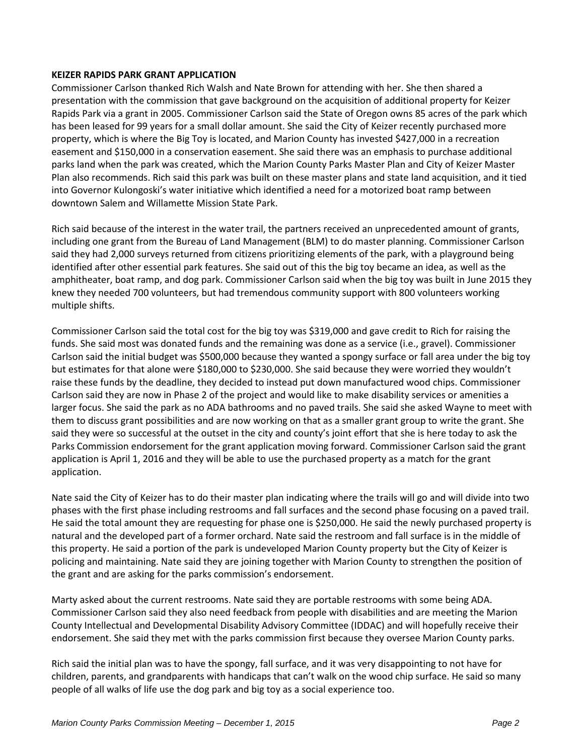**KEIZER RAPIDS PARK GRANT APPLICATION**

Commissioner Carlson thanked Rich Walsh and Nate Brown for attending with her. She then shared a presentation with the commission that gave background on the acquisition of additional property for Keizer Rapids Park via a grant in 2005. Commissioner Carlson said the State of Oregon owns 85 acres of the park which has been leased for 99 years for a small dollar amount. She said the City of Keizer recently purchased more property, which is where the Big Toy is located, and Marion County has invested $427,000 in a recreation easement and $150,000 in a conservation easement. She said there was an emphasis to purchase additional parks land when the park was created, which the Marion County Parks Master Plan and City of Keizer Master Plan also recommends. Rich said this park was built on these master plans and state land acquisition, and it tied into Governor Kulongoski's water initiative which identified a need for a motorized boat ramp between downtown Salem and Willamette Mission State Park.

Rich said because of the interest in the water trail, the partners received an unprecedented amount of grants, including one grant from the Bureau of Land Management (BLM) to do master planning. Commissioner Carlson said they had 2,000 surveys returned from citizens prioritizing elements of the park, with a playground being identified after other essential park features. She said out of this the big toy became an idea, as well as the amphitheater, boat ramp, and dog park. Commissioner Carlson said when the big toy was built in June 2015 they knew they needed 700 volunteers, but had tremendous community support with 800 volunteers working multiple shifts.

Commissioner Carlson said the total cost for the big toy was $319,000 and gave credit to Rich for raising the funds. She said most was donated funds and the remaining was done as a service (i.e., gravel). Commissioner Carlson said the initial budget was $500,000 because they wanted a spongy surface or fall area under the big toy but estimates for that alone were $180,000 to $230,000. She said because they were worried they wouldn't raise these funds by the deadline, they decided to instead put down manufactured wood chips. Commissioner Carlson said they are now in Phase 2 of the project and would like to make disability services or amenities a larger focus. She said the park as no ADA bathrooms and no paved trails. She said she asked Wayne to meet with them to discuss grant possibilities and are now working on that as a smaller grant group to write the grant. She said they were so successful at the outset in the city and county's joint effort that she is here today to ask the Parks Commission endorsement for the grant application moving forward. Commissioner Carlson said the grant application is April 1, 2016 and they will be able to use the purchased property as a match for the grant application.

Nate said the City of Keizer has to do their master plan indicating where the trails will go and will divide into two phases with the first phase including restrooms and fall surfaces and the second phase focusing on a paved trail. He said the total amount they are requesting for phase one is $250,000. He said the newly purchased property is natural and the developed part of a former orchard. Nate said the restroom and fall surface is in the middle of this property. He said a portion of the park is undeveloped Marion County property but the City of Keizer is policing and maintaining. Nate said they are joining together with Marion County to strengthen the position of the grant and are asking for the parks commission's endorsement.

Marty asked about the current restrooms. Nate said they are portable restrooms with some being ADA. Commissioner Carlson said they also need feedback from people with disabilities and are meeting the Marion County Intellectual and Developmental Disability Advisory Committee (IDDAC) and will hopefully receive their endorsement. She said they met with the parks commission first because they oversee Marion County parks.

Rich said the initial plan was to have the spongy, fall surface, and it was very disappointing to not have for children, parents, and grandparents with handicaps that can't walk on the wood chip surface. He said so many people of all walks of life use the dog park and big toy as a social experience too.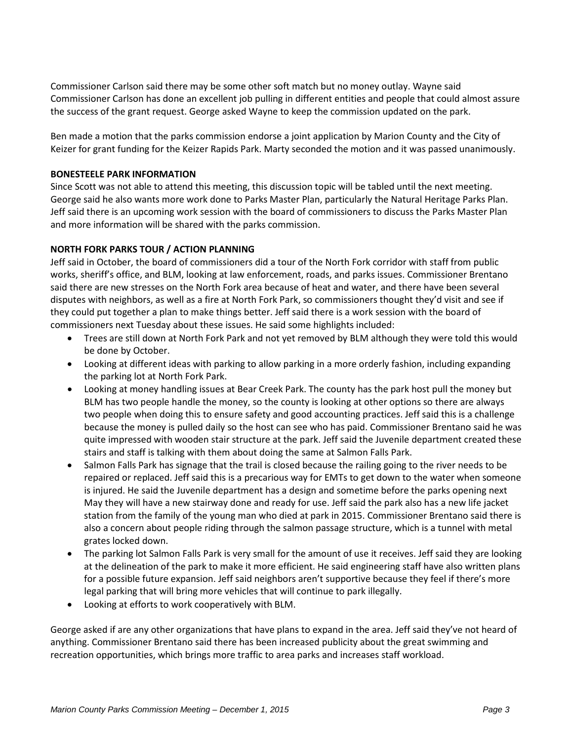Commissioner Carlson said there may be some other soft match but no money outlay. Wayne said Commissioner Carlson has done an excellent job pulling in different entities and people that could almost assure the success of the grant request. George asked Wayne to keep the commission updated on the park.

Ben made a motion that the parks commission endorse a joint application by Marion County and the City of Keizer for grant funding for the Keizer Rapids Park. Marty seconded the motion and it was passed unanimously.

**BONESTEELE PARK INFORMATION**

Since Scott was not able to attend this meeting, this discussion topic will be tabled until the next meeting. George said he also wants more work done to Parks Master Plan, particularly the Natural Heritage Parks Plan. Jeff said there is an upcoming work session with the board of commissioners to discuss the Parks Master Plan and more information will be shared with the parks commission.

**NORTH FORK PARKS TOUR / ACTION PLANNING**

Jeff said in October, the board of commissioners did a tour of the North Fork corridor with staff from public works, sheriff's office, and BLM, looking at law enforcement, roads, and parks issues. Commissioner Brentano said there are new stresses on the North Fork area because of heat and water, and there have been several disputes with neighbors, as well as a fire at North Fork Park, so commissioners thought they'd visit and see if they could put together a plan to make things better. Jeff said there is a work session with the board of commissioners next Tuesday about these issues. He said some highlights included:

- Trees are still down at North Fork Park and not yet removed by BLM although they were told this would be done by October.
- Looking at different ideas with parking to allow parking in a more orderly fashion, including expanding the parking lot at North Fork Park.
- Looking at money handling issues at Bear Creek Park. The county has the park host pull the money but BLM has two people handle the money, so the county is looking at other options so there are always two people when doing this to ensure safety and good accounting practices. Jeff said this is a challenge because the money is pulled daily so the host can see who has paid. Commissioner Brentano said he was quite impressed with wooden stair structure at the park. Jeff said the Juvenile department created these stairs and staff is talking with them about doing the same at Salmon Falls Park.
- Salmon Falls Park has signage that the trail is closed because the railing going to the river needs to be repaired or replaced. Jeff said this is a precarious way for EMTs to get down to the water when someone is injured. He said the Juvenile department has a design and sometime before the parks opening next May they will have a new stairway done and ready for use. Jeff said the park also has a new life jacket station from the family of the young man who died at park in 2015. Commissioner Brentano said there is also a concern about people riding through the salmon passage structure, which is a tunnel with metal grates locked down.
- The parking lot Salmon Falls Park is very small for the amount of use it receives. Jeff said they are looking at the delineation of the park to make it more efficient. He said engineering staff have also written plans for a possible future expansion. Jeff said neighbors aren't supportive because they feel if there's more legal parking that will bring more vehicles that will continue to park illegally.
- Looking at efforts to work cooperatively with BLM.

George asked if are any other organizations that have plans to expand in the area. Jeff said they've not heard of anything. Commissioner Brentano said there has been increased publicity about the great swimming and recreation opportunities, which brings more traffic to area parks and increases staff workload.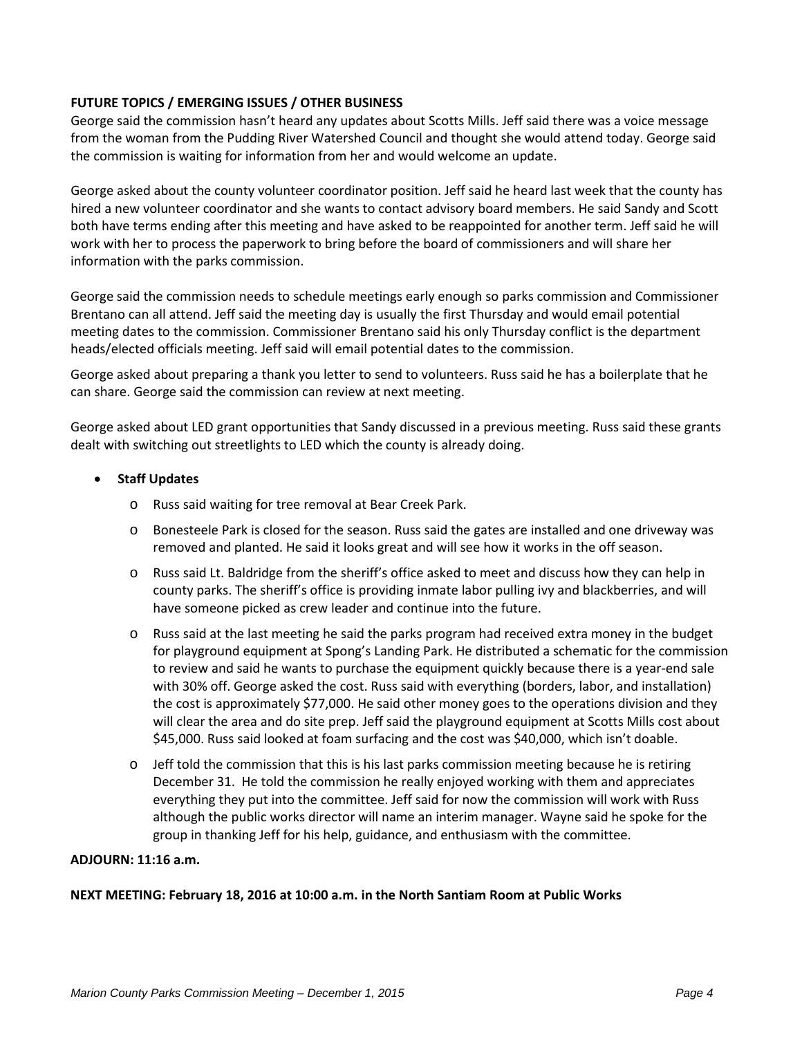**FUTURE TOPICS / EMERGING ISSUES / OTHER BUSINESS**

George said the commission hasn't heard any updates about Scotts Mills. Jeff said there was a voice message from the woman from the Pudding River Watershed Council and thought she would attend today. George said the commission is waiting for information from her and would welcome an update.

George asked about the county volunteer coordinator position. Jeff said he heard last week that the county has hired a new volunteer coordinator and she wants to contact advisory board members. He said Sandy and Scott both have terms ending after this meeting and have asked to be reappointed for another term. Jeff said he will work with her to process the paperwork to bring before the board of commissioners and will share her information with the parks commission.

George said the commission needs to schedule meetings early enough so parks commission and Commissioner Brentano can all attend. Jeff said the meeting day is usually the first Thursday and would email potential meeting dates to the commission. Commissioner Brentano said his only Thursday conflict is the department heads/elected officials meeting. Jeff said will email potential dates to the commission.

George asked about preparing a thank you letter to send to volunteers. Russ said he has a boilerplate that he can share. George said the commission can review at next meeting.

George asked about LED grant opportunities that Sandy discussed in a previous meeting. Russ said these grants dealt with switching out streetlights to LED which the county is already doing.

- **Staff Updates**
  - Russ said waiting for tree removal at Bear Creek Park.
  - Bonesteele Park is closed for the season. Russ said the gates are installed and one driveway was removed and planted. He said it looks great and will see how it works in the off season.
  - Russ said Lt. Baldridge from the sheriff's office asked to meet and discuss how they can help in county parks. The sheriff's office is providing inmate labor pulling ivy and blackberries, and will have someone picked as crew leader and continue into the future.
  - Russ said at the last meeting he said the parks program had received extra money in the budget for playground equipment at Spong's Landing Park. He distributed a schematic for the commission to review and said he wants to purchase the equipment quickly because there is a year-end sale with 30% off. George asked the cost. Russ said with everything (borders, labor, and installation) the cost is approximately $77,000. He said other money goes to the operations division and they will clear the area and do site prep. Jeff said the playground equipment at Scotts Mills cost about $45,000. Russ said looked at foam surfacing and the cost was $40,000, which isn't doable.
  - Jeff told the commission that this is his last parks commission meeting because he is retiring December 31. He told the commission he really enjoyed working with them and appreciates everything they put into the committee. Jeff said for now the commission will work with Russ although the public works director will name an interim manager. Wayne said he spoke for the group in thanking Jeff for his help, guidance, and enthusiasm with the committee.

**ADJOURN: 11:16 a.m.**

**NEXT MEETING: February 18, 2016 at 10:00 a.m. in the North Santiam Room at Public Works**